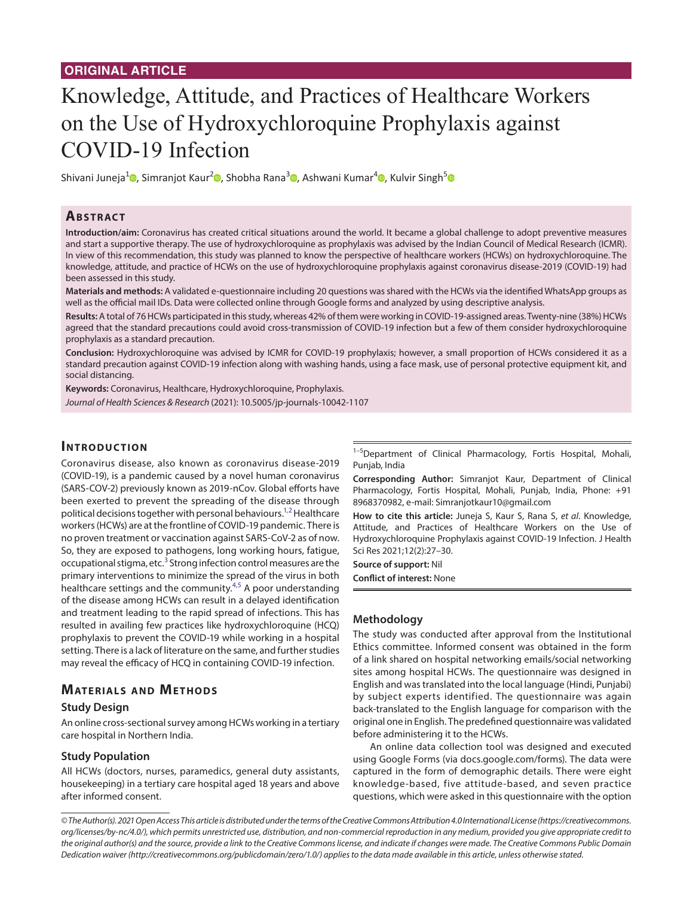ORIGINAL ARTICLE

# Knowledge, Attitude, and Practices of Healthcare Workers on the Use of Hydroxychloroquine Prophylaxis against COVID-19 Infection

Shivani Juneja[1], Simranjot Kaur[2], Shobha Rana[3], Ashwani Kumar[4], Kulvir Singh[5]

## Abstract

**Introduction/aim:** Coronavirus has created critical situations around the world. It became a global challenge to adopt preventive measures and start a supportive therapy. The use of hydroxychloroquine as prophylaxis was advised by the Indian Council of Medical Research (ICMR). In view of this recommendation, this study was planned to know the perspective of healthcare workers (HCWs) on hydroxychloroquine. The knowledge, attitude, and practice of HCWs on the use of hydroxychloroquine prophylaxis against coronavirus disease-2019 (COVID-19) had been assessed in this study.

**Materials and methods:** A validated e-questionnaire including 20 questions was shared with the HCWs via the identified WhatsApp groups as well as the official mail IDs. Data were collected online through Google forms and analyzed by using descriptive analysis.

**Results:** A total of 76 HCWs participated in this study, whereas 42% of them were working in COVID-19-assigned areas. Twenty-nine (38%) HCWs agreed that the standard precautions could avoid cross-transmission of COVID-19 infection but a few of them consider hydroxychloroquine prophylaxis as a standard precaution.

**Conclusion:** Hydroxychloroquine was advised by ICMR for COVID-19 prophylaxis; however, a small proportion of HCWs considered it as a standard precaution against COVID-19 infection along with washing hands, using a face mask, use of personal protective equipment kit, and social distancing.

**Keywords:** Coronavirus, Healthcare, Hydroxychloroquine, Prophylaxis.

*Journal of Health Sciences & Research* (2021): 10.5005/jp-journals-10042-1107

## Introduction

Coronavirus disease, also known as coronavirus disease-2019 (COVID-19), is a pandemic caused by a novel human coronavirus (SARS-COV-2) previously known as 2019-nCov. Global efforts have been exerted to prevent the spreading of the disease through political decisions together with personal behaviours.[1,2] Healthcare workers (HCWs) are at the frontline of COVID-19 pandemic. There is no proven treatment or vaccination against SARS-CoV-2 as of now. So, they are exposed to pathogens, long working hours, fatigue, occupational stigma, etc.[3] Strong infection control measures are the primary interventions to minimize the spread of the virus in both healthcare settings and the community.[4,5] A poor understanding of the disease among HCWs can result in a delayed identification and treatment leading to the rapid spread of infections. This has resulted in availing few practices like hydroxychloroquine (HCQ) prophylaxis to prevent the COVID-19 while working in a hospital setting. There is a lack of literature on the same, and further studies may reveal the efficacy of HCQ in containing COVID-19 infection.

## Materials and Methods

### Study Design

An online cross-sectional survey among HCWs working in a tertiary care hospital in Northern India.

### Study Population

All HCWs (doctors, nurses, paramedics, general duty assistants, housekeeping) in a tertiary care hospital aged 18 years and above after informed consent.

[1–5]Department of Clinical Pharmacology, Fortis Hospital, Mohali, Punjab, India

**Corresponding Author:** Simranjot Kaur, Department of Clinical Pharmacology, Fortis Hospital, Mohali, Punjab, India, Phone: +91 8968370982, e-mail: Simranjotkaur10@gmail.com

**How to cite this article:** Juneja S, Kaur S, Rana S, *et al*. Knowledge, Attitude, and Practices of Healthcare Workers on the Use of Hydroxychloroquine Prophylaxis against COVID-19 Infection. J Health Sci Res 2021;12(2):27–30.

**Source of support:** Nil

**Conflict of interest:** None

### Methodology

The study was conducted after approval from the Institutional Ethics committee. Informed consent was obtained in the form of a link shared on hospital networking emails/social networking sites among hospital HCWs. The questionnaire was designed in English and was translated into the local language (Hindi, Punjabi) by subject experts identified. The questionnaire was again back-translated to the English language for comparison with the original one in English. The predefined questionnaire was validated before administering it to the HCWs.

An online data collection tool was designed and executed using Google Forms (via docs.google.com/forms). The data were captured in the form of demographic details. There were eight knowledge-based, five attitude-based, and seven practice questions, which were asked in this questionnaire with the option

*© The Author(s). 2021 Open Access This article is distributed under the terms of the Creative Commons Attribution 4.0 International License (https://creativecommons.org/licenses/by-nc/4.0/), which permits unrestricted use, distribution, and non-commercial reproduction in any medium, provided you give appropriate credit to the original author(s) and the source, provide a link to the Creative Commons license, and indicate if changes were made. The Creative Commons Public Domain Dedication waiver (http://creativecommons.org/publicdomain/zero/1.0/) applies to the data made available in this article, unless otherwise stated.*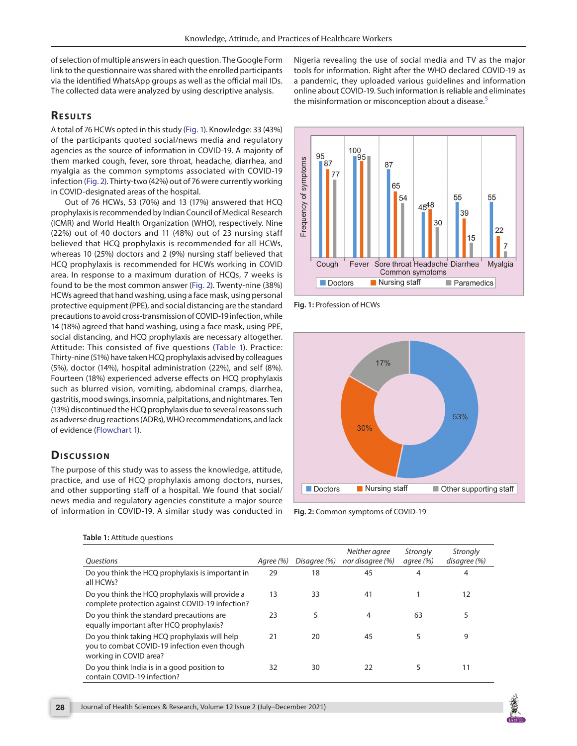of selection of multiple answers in each question. The Google Form link to the questionnaire was shared with the enrolled participants via the identified WhatsApp groups as well as the official mail IDs. The collected data were analyzed by using descriptive analysis.

## Results

A total of 76 HCWs opted in this study (Fig. 1). Knowledge: 33 (43%) of the participants quoted social/news media and regulatory agencies as the source of information in COVID-19. A majority of them marked cough, fever, sore throat, headache, diarrhea, and myalgia as the common symptoms associated with COVID-19 infection (Fig. 2). Thirty-two (42%) out of 76 were currently working in COVID-designated areas of the hospital.

Out of 76 HCWs, 53 (70%) and 13 (17%) answered that HCQ prophylaxis is recommended by Indian Council of Medical Research (ICMR) and World Health Organization (WHO), respectively. Nine (22%) out of 40 doctors and 11 (48%) out of 23 nursing staff believed that HCQ prophylaxis is recommended for all HCWs, whereas 10 (25%) doctors and 2 (9%) nursing staff believed that HCQ prophylaxis is recommended for HCWs working in COVID area. In response to a maximum duration of HCQs, 7 weeks is found to be the most common answer (Fig. 2). Twenty-nine (38%) HCWs agreed that hand washing, using a face mask, using personal protective equipment (PPE), and social distancing are the standard precautions to avoid cross-transmission of COVID-19 infection, while 14 (18%) agreed that hand washing, using a face mask, using PPE, social distancing, and HCQ prophylaxis are necessary altogether. Attitude: This consisted of five questions (Table 1). Practice: Thirty-nine (51%) have taken HCQ prophylaxis advised by colleagues (5%), doctor (14%), hospital administration (22%), and self (8%). Fourteen (18%) experienced adverse effects on HCQ prophylaxis such as blurred vision, vomiting, abdominal cramps, diarrhea, gastritis, mood swings, insomnia, palpitations, and nightmares. Ten (13%) discontinued the HCQ prophylaxis due to several reasons such as adverse drug reactions (ADRs), WHO recommendations, and lack of evidence (Flowchart 1).

## Discussion

The purpose of this study was to assess the knowledge, attitude, practice, and use of HCQ prophylaxis among doctors, nurses, and other supporting staff of a hospital. We found that social/news media and regulatory agencies constitute a major source of information in COVID-19. A similar study was conducted in Nigeria revealing the use of social media and TV as the major tools for information. Right after the WHO declared COVID-19 as a pandemic, they uploaded various guidelines and information online about COVID-19. Such information is reliable and eliminates the misinformation or misconception about a disease.[5]

Fig. 1: Profession of HCWs

Fig. 2: Common symptoms of COVID-19

Table 1: Attitude questions

| Questions | Agree (%) | Disagree (%) | Neither agree nor disagree (%) | Strongly agree (%) | Strongly disagree (%) |
|---|---|---|---|---|---|
| Do you think the HCQ prophylaxis is important in all HCWs? | 29 | 18 | 45 | 4 | 4 |
| Do you think the HCQ prophylaxis will provide a complete protection against COVID-19 infection? | 13 | 33 | 41 | 1 | 12 |
| Do you think the standard precautions are equally important after HCQ prophylaxis? | 23 | 5 | 4 | 63 | 5 |
| Do you think taking HCQ prophylaxis will help you to combat COVID-19 infection even though working in COVID area? | 21 | 20 | 45 | 5 | 9 |
| Do you think India is in a good position to contain COVID-19 infection? | 32 | 30 | 22 | 5 | 11 |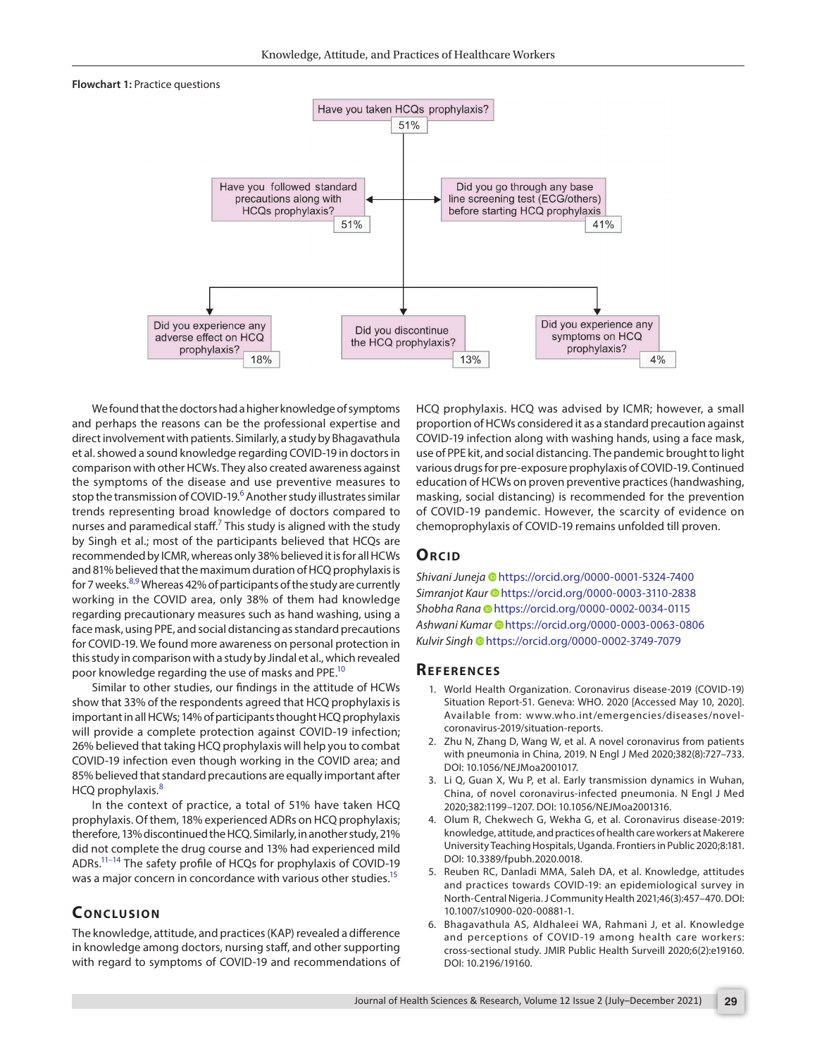**Flowchart 1:** Practice questions

- Have you taken HCQs prophylaxis? — 51%
  - Have you followed standard precautions along with HCQs prophylaxis? — 51%
  - Did you go through any base line screening test (ECG/others) before starting HCQ prophylaxis — 41%
  - Did you experience any adverse effect on HCQ prophylaxis? — 18%
  - Did you discontinue the HCQ prophylaxis? — 13%
  - Did you experience any symptoms on HCQ prophylaxis? — 4%

We found that the doctors had a higher knowledge of symptoms and perhaps the reasons can be the professional expertise and direct involvement with patients. Similarly, a study by Bhagavathula et al. showed a sound knowledge regarding COVID-19 in doctors in comparison with other HCWs. They also created awareness against the symptoms of the disease and use preventive measures to stop the transmission of COVID-19.[6] Another study illustrates similar trends representing broad knowledge of doctors compared to nurses and paramedical staff.[7] This study is aligned with the study by Singh et al.; most of the participants believed that HCQs are recommended by ICMR, whereas only 38% believed it is for all HCWs and 81% believed that the maximum duration of HCQ prophylaxis is for 7 weeks.[8,9] Whereas 42% of participants of the study are currently working in the COVID area, only 38% of them had knowledge regarding precautionary measures such as hand washing, using a face mask, using PPE, and social distancing as standard precautions for COVID-19. We found more awareness on personal protection in this study in comparison with a study by Jindal et al., which revealed poor knowledge regarding the use of masks and PPE.[10]

Similar to other studies, our findings in the attitude of HCWs show that 33% of the respondents agreed that HCQ prophylaxis is important in all HCWs; 14% of participants thought HCQ prophylaxis will provide a complete protection against COVID-19 infection; 26% believed that taking HCQ prophylaxis will help you to combat COVID-19 infection even though working in the COVID area; and 85% believed that standard precautions are equally important after HCQ prophylaxis.[8]

In the context of practice, a total of 51% have taken HCQ prophylaxis. Of them, 18% experienced ADRs on HCQ prophylaxis; therefore, 13% discontinued the HCQ. Similarly, in another study, 21% did not complete the drug course and 13% had experienced mild ADRs.[11–14] The safety profile of HCQs for prophylaxis of COVID-19 was a major concern in concordance with various other studies.[15]

## Conclusion

The knowledge, attitude, and practices (KAP) revealed a difference in knowledge among doctors, nursing staff, and other supporting with regard to symptoms of COVID-19 and recommendations of HCQ prophylaxis. HCQ was advised by ICMR; however, a small proportion of HCWs considered it as a standard precaution against COVID-19 infection along with washing hands, using a face mask, use of PPE kit, and social distancing. The pandemic brought to light various drugs for pre-exposure prophylaxis of COVID-19. Continued education of HCWs on proven preventive practices (handwashing, masking, social distancing) is recommended for the prevention of COVID-19 pandemic. However, the scarcity of evidence on chemoprophylaxis of COVID-19 remains unfolded till proven.

## Orcid

*Shivani Juneja* https://orcid.org/0000-0001-5324-7400
*Simranjot Kaur* https://orcid.org/0000-0003-3110-2838
*Shobha Rana* https://orcid.org/0000-0002-0034-0115
*Ashwani Kumar* https://orcid.org/0000-0003-0063-0806
*Kulvir Singh* https://orcid.org/0000-0002-3749-7079

## References

1. World Health Organization. Coronavirus disease-2019 (COVID-19) Situation Report-51. Geneva: WHO. 2020 [Accessed May 10, 2020]. Available from: www.who.int/emergencies/diseases/novel-coronavirus-2019/situation-reports.
2. Zhu N, Zhang D, Wang W, et al. A novel coronavirus from patients with pneumonia in China, 2019. N Engl J Med 2020;382(8):727–733. DOI: 10.1056/NEJMoa2001017.
3. Li Q, Guan X, Wu P, et al. Early transmission dynamics in Wuhan, China, of novel coronavirus-infected pneumonia. N Engl J Med 2020;382:1199–1207. DOI: 10.1056/NEJMoa2001316.
4. Olum R, Chekwech G, Wekha G, et al. Coronavirus disease-2019: knowledge, attitude, and practices of health care workers at Makerere University Teaching Hospitals, Uganda. Frontiers in Public 2020;8:181. DOI: 10.3389/fpubh.2020.0018.
5. Reuben RC, Danladi MMA, Saleh DA, et al. Knowledge, attitudes and practices towards COVID-19: an epidemiological survey in North-Central Nigeria. J Community Health 2021;46(3):457–470. DOI: 10.1007/s10900-020-00881-1.
6. Bhagavathula AS, Aldhaleei WA, Rahmani J, et al. Knowledge and perceptions of COVID-19 among health care workers: cross-sectional study. JMIR Public Health Surveill 2020;6(2):e19160. DOI: 10.2196/19160.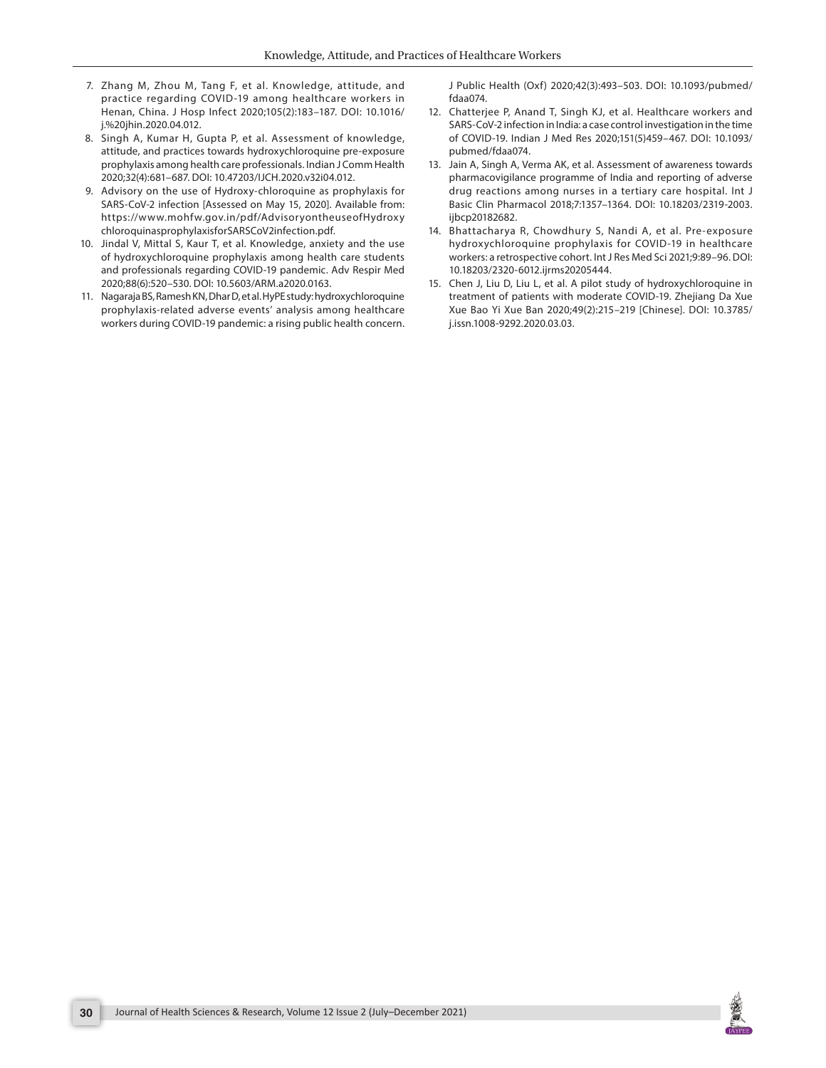7. Zhang M, Zhou M, Tang F, et al. Knowledge, attitude, and practice regarding COVID-19 among healthcare workers in Henan, China. J Hosp Infect 2020;105(2):183–187. DOI: 10.1016/j.%20jhin.2020.04.012.
8. Singh A, Kumar H, Gupta P, et al. Assessment of knowledge, attitude, and practices towards hydroxychloroquine pre-exposure prophylaxis among health care professionals. Indian J Comm Health 2020;32(4):681–687. DOI: 10.47203/IJCH.2020.v32i04.012.
9. Advisory on the use of Hydroxy-chloroquine as prophylaxis for SARS-CoV-2 infection [Assessed on May 15, 2020]. Available from: https://www.mohfw.gov.in/pdf/AdvisoryontheuseofHydroxychloroquinasprophylaxisforSARSCoV2infection.pdf.
10. Jindal V, Mittal S, Kaur T, et al. Knowledge, anxiety and the use of hydroxychloroquine prophylaxis among health care students and professionals regarding COVID-19 pandemic. Adv Respir Med 2020;88(6):520–530. DOI: 10.5603/ARM.a2020.0163.
11. Nagaraja BS, Ramesh KN, Dhar D, et al. HyPE study: hydroxychloroquine prophylaxis-related adverse events' analysis among healthcare workers during COVID-19 pandemic: a rising public health concern. J Public Health (Oxf) 2020;42(3):493–503. DOI: 10.1093/pubmed/fdaa074.
12. Chatterjee P, Anand T, Singh KJ, et al. Healthcare workers and SARS-CoV-2 infection in India: a case control investigation in the time of COVID-19. Indian J Med Res 2020;151(5)459–467. DOI: 10.1093/pubmed/fdaa074.
13. Jain A, Singh A, Verma AK, et al. Assessment of awareness towards pharmacovigilance programme of India and reporting of adverse drug reactions among nurses in a tertiary care hospital. Int J Basic Clin Pharmacol 2018;7:1357–1364. DOI: 10.18203/2319-2003.ijbcp20182682.
14. Bhattacharya R, Chowdhury S, Nandi A, et al. Pre-exposure hydroxychloroquine prophylaxis for COVID-19 in healthcare workers: a retrospective cohort. Int J Res Med Sci 2021;9:89–96. DOI: 10.18203/2320-6012.ijrms20205444.
15. Chen J, Liu D, Liu L, et al. A pilot study of hydroxychloroquine in treatment of patients with moderate COVID-19. Zhejiang Da Xue Xue Bao Yi Xue Ban 2020;49(2):215–219 [Chinese]. DOI: 10.3785/j.issn.1008-9292.2020.03.03.